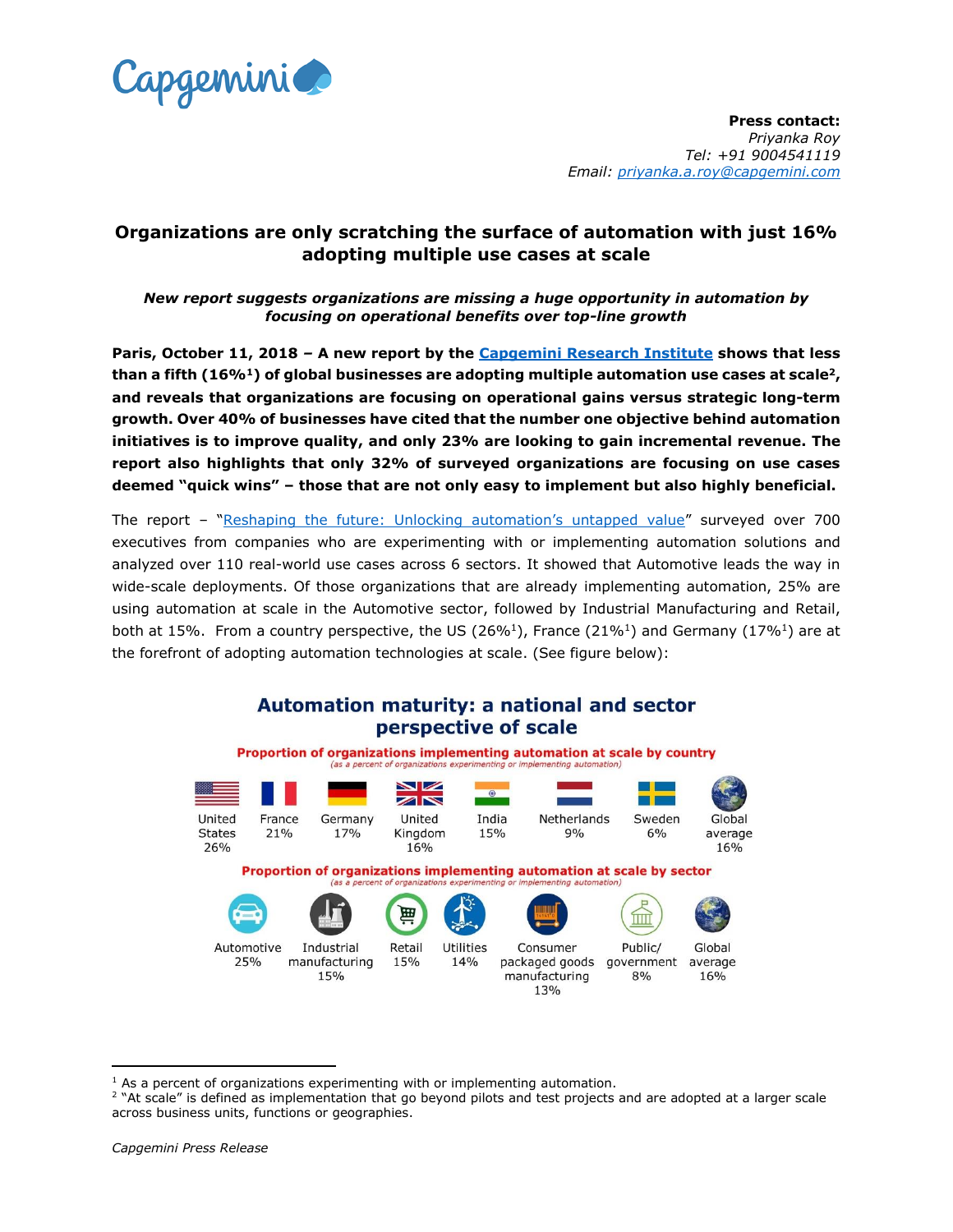Capgemini

**Press contact:**
*Priyanka Roy*
*Tel: +91 9004541119*
*Email: priyanka.a.roy@capgemini.com*

# Organizations are only scratching the surface of automation with just 16% adopting multiple use cases at scale

***New report suggests organizations are missing a huge opportunity in automation by focusing on operational benefits over top-line growth***

**Paris, October 11, 2018 – A new report by the Capgemini Research Institute shows that less than a fifth (16%[1]) of global businesses are adopting multiple automation use cases at scale[2], and reveals that organizations are focusing on operational gains versus strategic long-term growth. Over 40% of businesses have cited that the number one objective behind automation initiatives is to improve quality, and only 23% are looking to gain incremental revenue. The report also highlights that only 32% of surveyed organizations are focusing on use cases deemed "quick wins" – those that are not only easy to implement but also highly beneficial.**

The report – "Reshaping the future: Unlocking automation's untapped value" surveyed over 700 executives from companies who are experimenting with or implementing automation solutions and analyzed over 110 real-world use cases across 6 sectors. It showed that Automotive leads the way in wide-scale deployments. Of those organizations that are already implementing automation, 25% are using automation at scale in the Automotive sector, followed by Industrial Manufacturing and Retail, both at 15%. From a country perspective, the US (26%[1]), France (21%[1]) and Germany (17%[1]) are at the forefront of adopting automation technologies at scale. (See figure below):

## Automation maturity: a national and sector perspective of scale

**Proportion of organizations implementing automation at scale by country**
*(as a percent of organizations experimenting or implementing automation)*

| United States | France | Germany | United Kingdom | India | Netherlands | Sweden | Global average |
|---|---|---|---|---|---|---|---|
| 26% | 21% | 17% | 16% | 15% | 9% | 6% | 16% |

**Proportion of organizations implementing automation at scale by sector**
*(as a percent of organizations experimenting or implementing automation)*

| Automotive | Industrial manufacturing | Retail | Utilities | Consumer packaged goods manufacturing | Public/ government | Global average |
|---|---|---|---|---|---|---|
| 25% | 15% | 15% | 14% | 13% | 8% | 16% |

---

[1] As a percent of organizations experimenting with or implementing automation.
[2] "At scale" is defined as implementation that go beyond pilots and test projects and are adopted at a larger scale across business units, functions or geographies.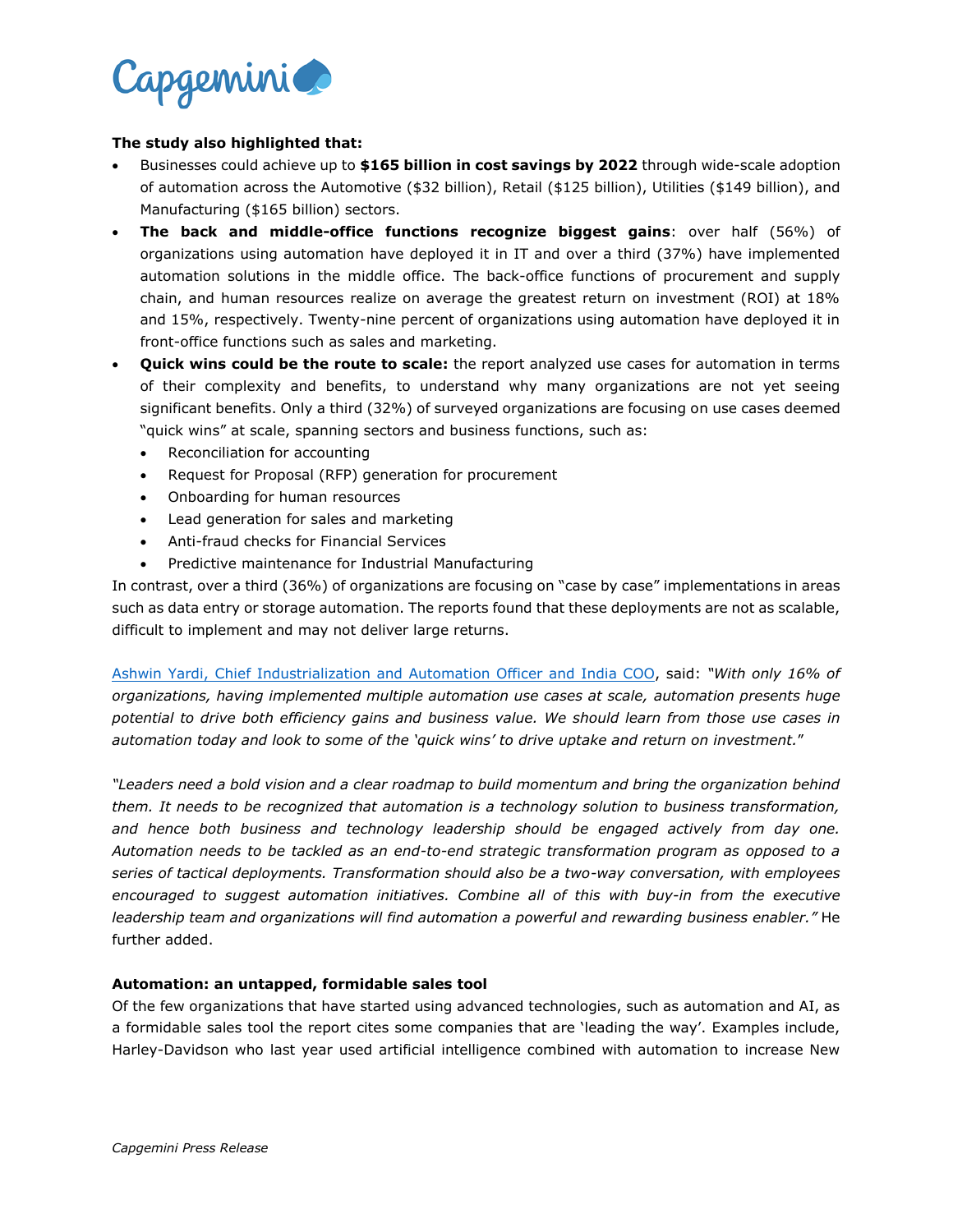**The study also highlighted that:**

- Businesses could achieve up to **$165 billion in cost savings by 2022** through wide-scale adoption of automation across the Automotive ($32 billion), Retail ($125 billion), Utilities ($149 billion), and Manufacturing ($165 billion) sectors.
- **The back and middle-office functions recognize biggest gains**: over half (56%) of organizations using automation have deployed it in IT and over a third (37%) have implemented automation solutions in the middle office. The back-office functions of procurement and supply chain, and human resources realize on average the greatest return on investment (ROI) at 18% and 15%, respectively. Twenty-nine percent of organizations using automation have deployed it in front-office functions such as sales and marketing.
- **Quick wins could be the route to scale:** the report analyzed use cases for automation in terms of their complexity and benefits, to understand why many organizations are not yet seeing significant benefits. Only a third (32%) of surveyed organizations are focusing on use cases deemed "quick wins" at scale, spanning sectors and business functions, such as:
  - Reconciliation for accounting
  - Request for Proposal (RFP) generation for procurement
  - Onboarding for human resources
  - Lead generation for sales and marketing
  - Anti-fraud checks for Financial Services
  - Predictive maintenance for Industrial Manufacturing

In contrast, over a third (36%) of organizations are focusing on "case by case" implementations in areas such as data entry or storage automation. The reports found that these deployments are not as scalable, difficult to implement and may not deliver large returns.

Ashwin Yardi, Chief Industrialization and Automation Officer and India COO, said: *"With only 16% of organizations, having implemented multiple automation use cases at scale, automation presents huge potential to drive both efficiency gains and business value. We should learn from those use cases in automation today and look to some of the 'quick wins' to drive uptake and return on investment.*"

*"Leaders need a bold vision and a clear roadmap to build momentum and bring the organization behind them. It needs to be recognized that automation is a technology solution to business transformation, and hence both business and technology leadership should be engaged actively from day one. Automation needs to be tackled as an end-to-end strategic transformation program as opposed to a series of tactical deployments. Transformation should also be a two-way conversation, with employees encouraged to suggest automation initiatives. Combine all of this with buy-in from the executive leadership team and organizations will find automation a powerful and rewarding business enabler."* He further added.

**Automation: an untapped, formidable sales tool**

Of the few organizations that have started using advanced technologies, such as automation and AI, as a formidable sales tool the report cites some companies that are 'leading the way'. Examples include, Harley-Davidson who last year used artificial intelligence combined with automation to increase New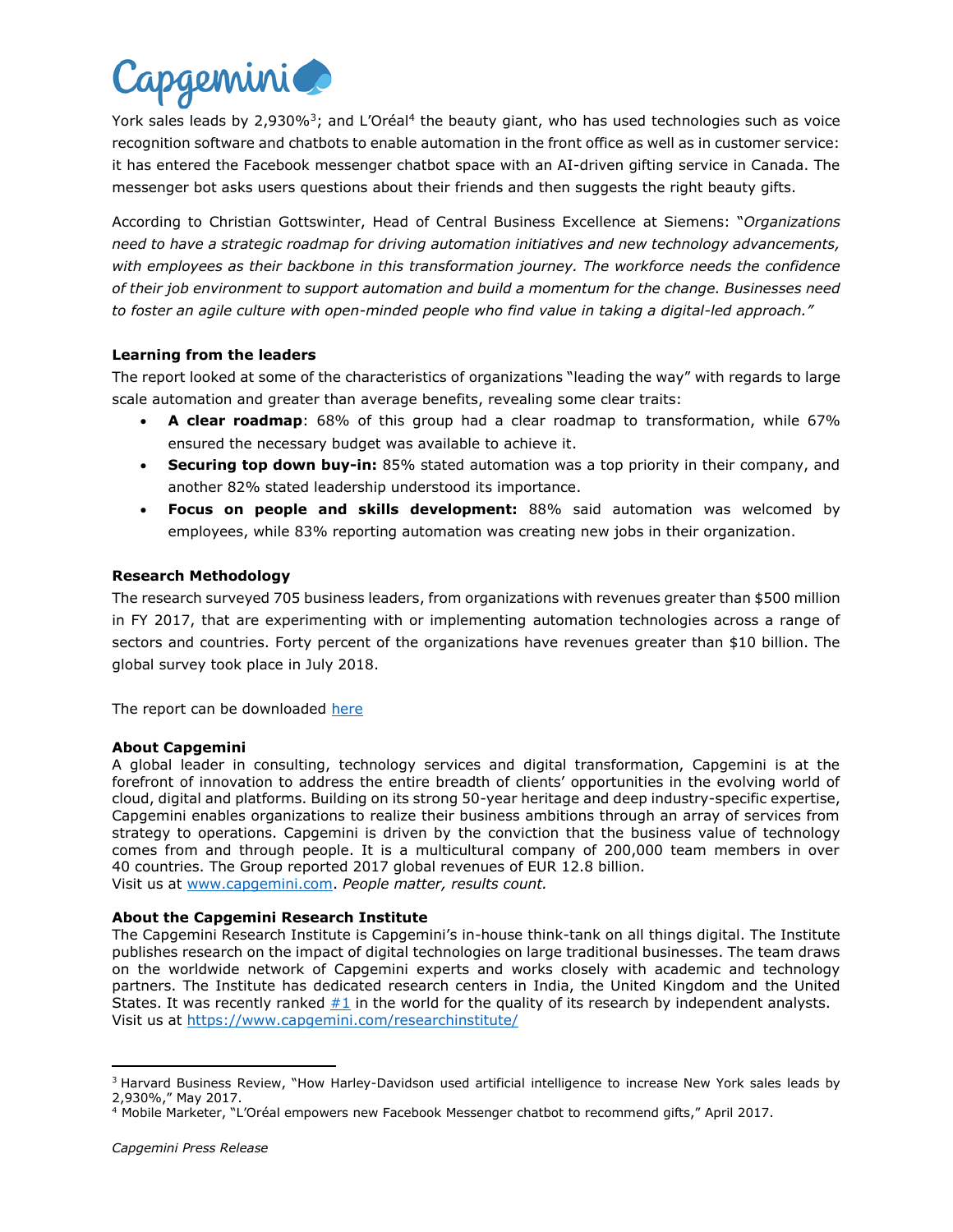York sales leads by 2,930%[3]; and L'Oréal[4] the beauty giant, who has used technologies such as voice recognition software and chatbots to enable automation in the front office as well as in customer service: it has entered the Facebook messenger chatbot space with an AI-driven gifting service in Canada. The messenger bot asks users questions about their friends and then suggests the right beauty gifts.

According to Christian Gottswinter, Head of Central Business Excellence at Siemens: "*Organizations need to have a strategic roadmap for driving automation initiatives and new technology advancements, with employees as their backbone in this transformation journey. The workforce needs the confidence of their job environment to support automation and build a momentum for the change. Businesses need to foster an agile culture with open-minded people who find value in taking a digital-led approach."*

**Learning from the leaders**

The report looked at some of the characteristics of organizations "leading the way" with regards to large scale automation and greater than average benefits, revealing some clear traits:

- **A clear roadmap**: 68% of this group had a clear roadmap to transformation, while 67% ensured the necessary budget was available to achieve it.
- **Securing top down buy-in:** 85% stated automation was a top priority in their company, and another 82% stated leadership understood its importance.
- **Focus on people and skills development:** 88% said automation was welcomed by employees, while 83% reporting automation was creating new jobs in their organization.

**Research Methodology**

The research surveyed 705 business leaders, from organizations with revenues greater than $500 million in FY 2017, that are experimenting with or implementing automation technologies across a range of sectors and countries. Forty percent of the organizations have revenues greater than $10 billion. The global survey took place in July 2018.

The report can be downloaded [here](#)

**About Capgemini**

A global leader in consulting, technology services and digital transformation, Capgemini is at the forefront of innovation to address the entire breadth of clients' opportunities in the evolving world of cloud, digital and platforms. Building on its strong 50-year heritage and deep industry-specific expertise, Capgemini enables organizations to realize their business ambitions through an array of services from strategy to operations. Capgemini is driven by the conviction that the business value of technology comes from and through people. It is a multicultural company of 200,000 team members in over 40 countries. The Group reported 2017 global revenues of EUR 12.8 billion.
Visit us at [www.capgemini.com](http://www.capgemini.com). *People matter, results count.*

**About the Capgemini Research Institute**

The Capgemini Research Institute is Capgemini's in-house think-tank on all things digital. The Institute publishes research on the impact of digital technologies on large traditional businesses. The team draws on the worldwide network of Capgemini experts and works closely with academic and technology partners. The Institute has dedicated research centers in India, the United Kingdom and the United States. It was recently ranked [#1](#) in the world for the quality of its research by independent analysts.
Visit us at [https://www.capgemini.com/researchinstitute/](https://www.capgemini.com/researchinstitute/)

---

[3] Harvard Business Review, "How Harley-Davidson used artificial intelligence to increase New York sales leads by 2,930%," May 2017.
[4] Mobile Marketer, "L'Oréal empowers new Facebook Messenger chatbot to recommend gifts," April 2017.